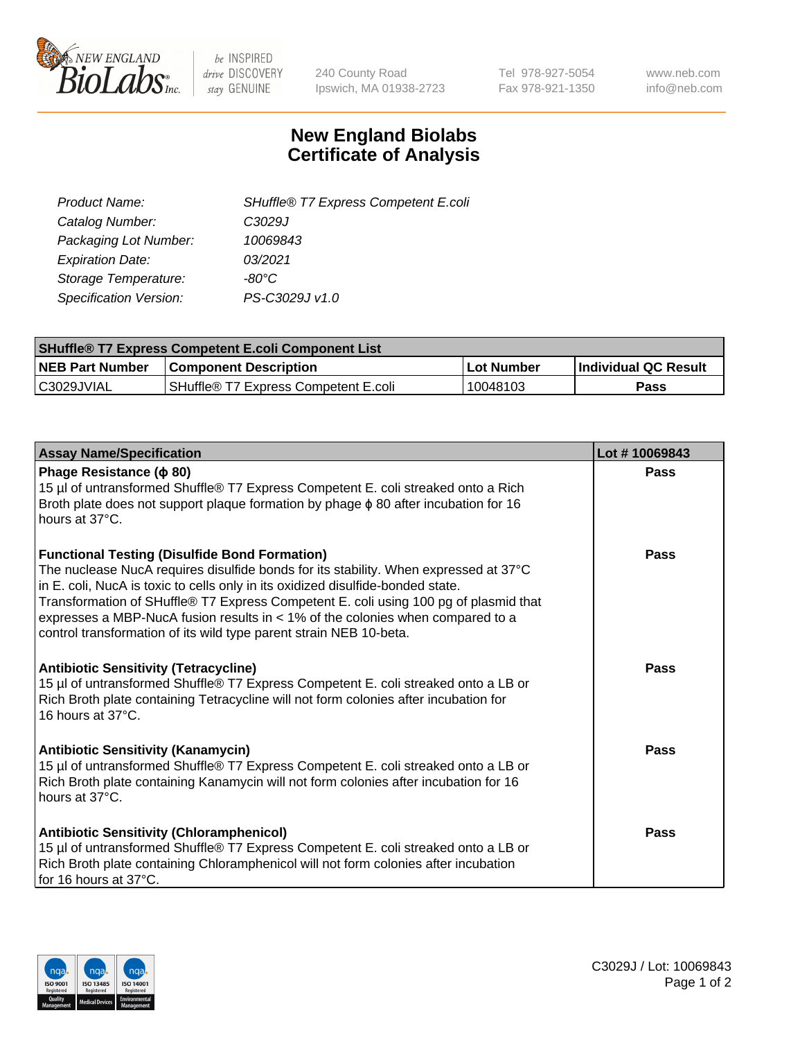New England BioLabs Inc. — be INSPIRED drive DISCOVERY stay GENUINE

240 County Road
Ipswich, MA 01938-2723

Tel 978-927-5054
Fax 978-921-1350

www.neb.com
info@neb.com

# New England Biolabs
# Certificate of Analysis

| | |
|---|---|
| *Product Name:* | *SHuffle® T7 Express Competent E.coli* |
| *Catalog Number:* | *C3029J* |
| *Packaging Lot Number:* | *10069843* |
| *Expiration Date:* | *03/2021* |
| *Storage Temperature:* | *-80°C* |
| *Specification Version:* | *PS-C3029J v1.0* |

| SHuffle® T7 Express Competent E.coli Component List | | | |
|---|---|---|---|
| **NEB Part Number** | **Component Description** | **Lot Number** | **Individual QC Result** |
| C3029JVIAL | SHuffle® T7 Express Competent E.coli | 10048103 | **Pass** |

| Assay Name/Specification | Lot # 10069843 |
|---|---|
| **Phage Resistance (ϕ 80)**<br>15 µl of untransformed Shuffle® T7 Express Competent E. coli streaked onto a Rich Broth plate does not support plaque formation by phage ϕ 80 after incubation for 16 hours at 37°C. | **Pass** |
| **Functional Testing (Disulfide Bond Formation)**<br>The nuclease NucA requires disulfide bonds for its stability. When expressed at 37°C in E. coli, NucA is toxic to cells only in its oxidized disulfide-bonded state. Transformation of SHuffle® T7 Express Competent E. coli using 100 pg of plasmid that expresses a MBP-NucA fusion results in < 1% of the colonies when compared to a control transformation of its wild type parent strain NEB 10-beta. | **Pass** |
| **Antibiotic Sensitivity (Tetracycline)**<br>15 µl of untransformed Shuffle® T7 Express Competent E. coli streaked onto a LB or Rich Broth plate containing Tetracycline will not form colonies after incubation for 16 hours at 37°C. | **Pass** |
| **Antibiotic Sensitivity (Kanamycin)**<br>15 µl of untransformed Shuffle® T7 Express Competent E. coli streaked onto a LB or Rich Broth plate containing Kanamycin will not form colonies after incubation for 16 hours at 37°C. | **Pass** |
| **Antibiotic Sensitivity (Chloramphenicol)**<br>15 µl of untransformed Shuffle® T7 Express Competent E. coli streaked onto a LB or Rich Broth plate containing Chloramphenicol will not form colonies after incubation for 16 hours at 37°C. | **Pass** |

ISO 9001 Registered Quality Management | ISO 13485 Registered Medical Devices | ISO 14001 Registered Environmental Management

C3029J / Lot: 10069843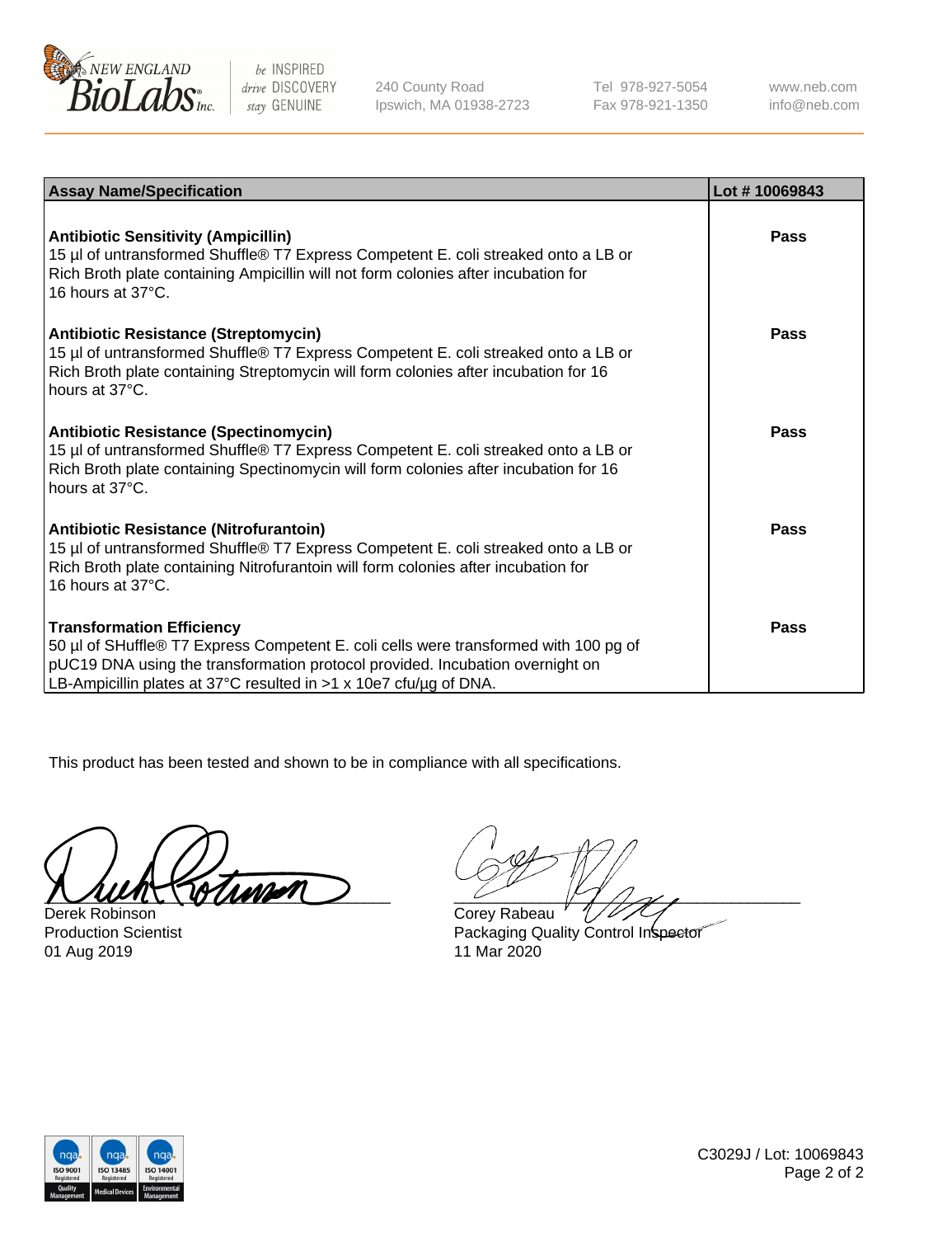| Assay Name/Specification | Lot # 10069843 |
|---|---|
| **Antibiotic Sensitivity (Ampicillin)**<br>15 µl of untransformed Shuffle® T7 Express Competent E. coli streaked onto a LB or Rich Broth plate containing Ampicillin will not form colonies after incubation for 16 hours at 37°C. | **Pass** |
| **Antibiotic Resistance (Streptomycin)**<br>15 µl of untransformed Shuffle® T7 Express Competent E. coli streaked onto a LB or Rich Broth plate containing Streptomycin will form colonies after incubation for 16 hours at 37°C. | **Pass** |
| **Antibiotic Resistance (Spectinomycin)**<br>15 µl of untransformed Shuffle® T7 Express Competent E. coli streaked onto a LB or Rich Broth plate containing Spectinomycin will form colonies after incubation for 16 hours at 37°C. | **Pass** |
| **Antibiotic Resistance (Nitrofurantoin)**<br>15 µl of untransformed Shuffle® T7 Express Competent E. coli streaked onto a LB or Rich Broth plate containing Nitrofurantoin will form colonies after incubation for 16 hours at 37°C. | **Pass** |
| **Transformation Efficiency**<br>50 µl of SHuffle® T7 Express Competent E. coli cells were transformed with 100 pg of pUC19 DNA using the transformation protocol provided. Incubation overnight on LB-Ampicillin plates at 37°C resulted in >1 x 10e7 cfu/µg of DNA. | **Pass** |

This product has been tested and shown to be in compliance with all specifications.

Derek Robinson
Production Scientist
01 Aug 2019

Corey Rabeau
Packaging Quality Control Inspector
11 Mar 2020

C3029J / Lot: 10069843